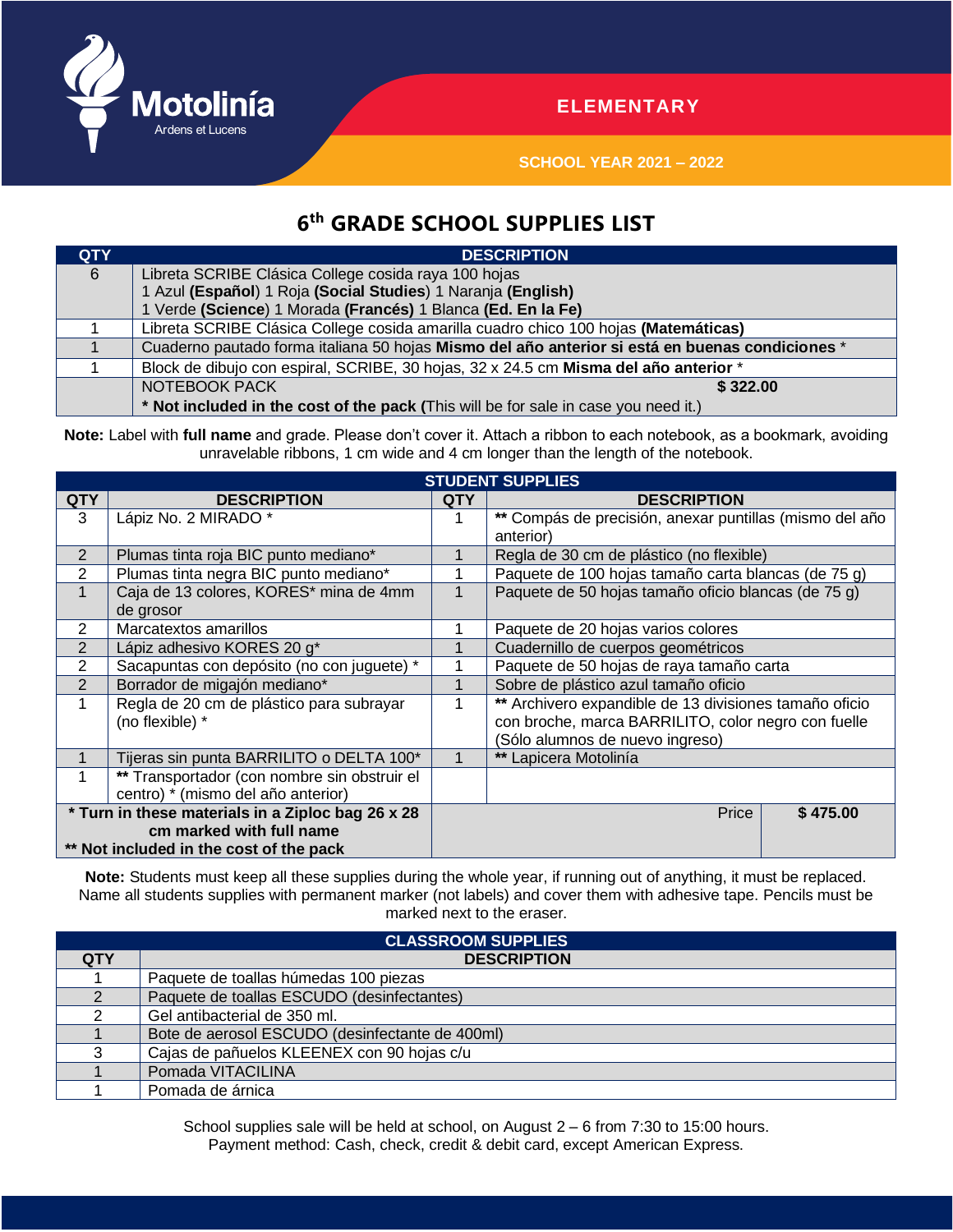Motolinía
Ardens et Lucens

ELEMENTARY

SCHOOL YEAR 2021 – 2022

# 6th GRADE SCHOOL SUPPLIES LIST

| QTY | DESCRIPTION |
|---|---|
| 6 | Libreta SCRIBE Clásica College cosida raya 100 hojas<br>1 Azul **(Español)** 1 Roja **(Social Studies)** 1 Naranja **(English)**<br>1 Verde **(Science)** 1 Morada **(Francés)** 1 Blanca **(Ed. En la Fe)** |
| 1 | Libreta SCRIBE Clásica College cosida amarilla cuadro chico 100 hojas **(Matemáticas)** |
| 1 | Cuaderno pautado forma italiana 50 hojas **Mismo del año anterior si está en buenas condiciones** * |
| 1 | Block de dibujo con espiral, SCRIBE, 30 hojas, 32 x 24.5 cm **Misma del año anterior** * |
| | NOTEBOOK PACK **$ 322.00**<br>**\* Not included in the cost of the pack** (This will be for sale in case you need it.) |

**Note:** Label with **full name** and grade. Please don't cover it. Attach a ribbon to each notebook, as a bookmark, avoiding unravelable ribbons, 1 cm wide and 4 cm longer than the length of the notebook.

| STUDENT SUPPLIES | | | |
|---|---|---|---|
| **QTY** | **DESCRIPTION** | **QTY** | **DESCRIPTION** |
| 3 | Lápiz No. 2 MIRADO * | 1 | ** Compás de precisión, anexar puntillas (mismo del año anterior) |
| 2 | Plumas tinta roja BIC punto mediano* | 1 | Regla de 30 cm de plástico (no flexible) |
| 2 | Plumas tinta negra BIC punto mediano* | 1 | Paquete de 100 hojas tamaño carta blancas (de 75 g) |
| 1 | Caja de 13 colores, KORES* mina de 4mm de grosor | 1 | Paquete de 50 hojas tamaño oficio blancas (de 75 g) |
| 2 | Marcatextos amarillos | 1 | Paquete de 20 hojas varios colores |
| 2 | Lápiz adhesivo KORES 20 g* | 1 | Cuadernillo de cuerpos geométricos |
| 2 | Sacapuntas con depósito (no con juguete) * | 1 | Paquete de 50 hojas de raya tamaño carta |
| 2 | Borrador de migajón mediano* | 1 | Sobre de plástico azul tamaño oficio |
| 1 | Regla de 20 cm de plástico para subrayar (no flexible) * | 1 | ** Archivero expandible de 13 divisiones tamaño oficio con broche, marca BARRILITO, color negro con fuelle (Sólo alumnos de nuevo ingreso) |
| 1 | Tijeras sin punta BARRILITO o DELTA 100* | 1 | ** Lapicera Motolinía |
| 1 | ** Transportador (con nombre sin obstruir el centro) * (mismo del año anterior) | | |
| **\* Turn in these materials in a Ziploc bag 26 x 28 cm marked with full name<br>\*\* Not included in the cost of the pack** | | Price | **$ 475.00** |

**Note:** Students must keep all these supplies during the whole year, if running out of anything, it must be replaced. Name all students supplies with permanent marker (not labels) and cover them with adhesive tape. Pencils must be marked next to the eraser.

| CLASSROOM SUPPLIES | |
|---|---|
| **QTY** | **DESCRIPTION** |
| 1 | Paquete de toallas húmedas 100 piezas |
| 2 | Paquete de toallas ESCUDO (desinfectantes) |
| 2 | Gel antibacterial de 350 ml. |
| 1 | Bote de aerosol ESCUDO (desinfectante de 400ml) |
| 3 | Cajas de pañuelos KLEENEX con 90 hojas c/u |
| 1 | Pomada VITACILINA |
| 1 | Pomada de árnica |

School supplies sale will be held at school, on August 2 – 6 from 7:30 to 15:00 hours.
Payment method: Cash, check, credit & debit card, except American Express.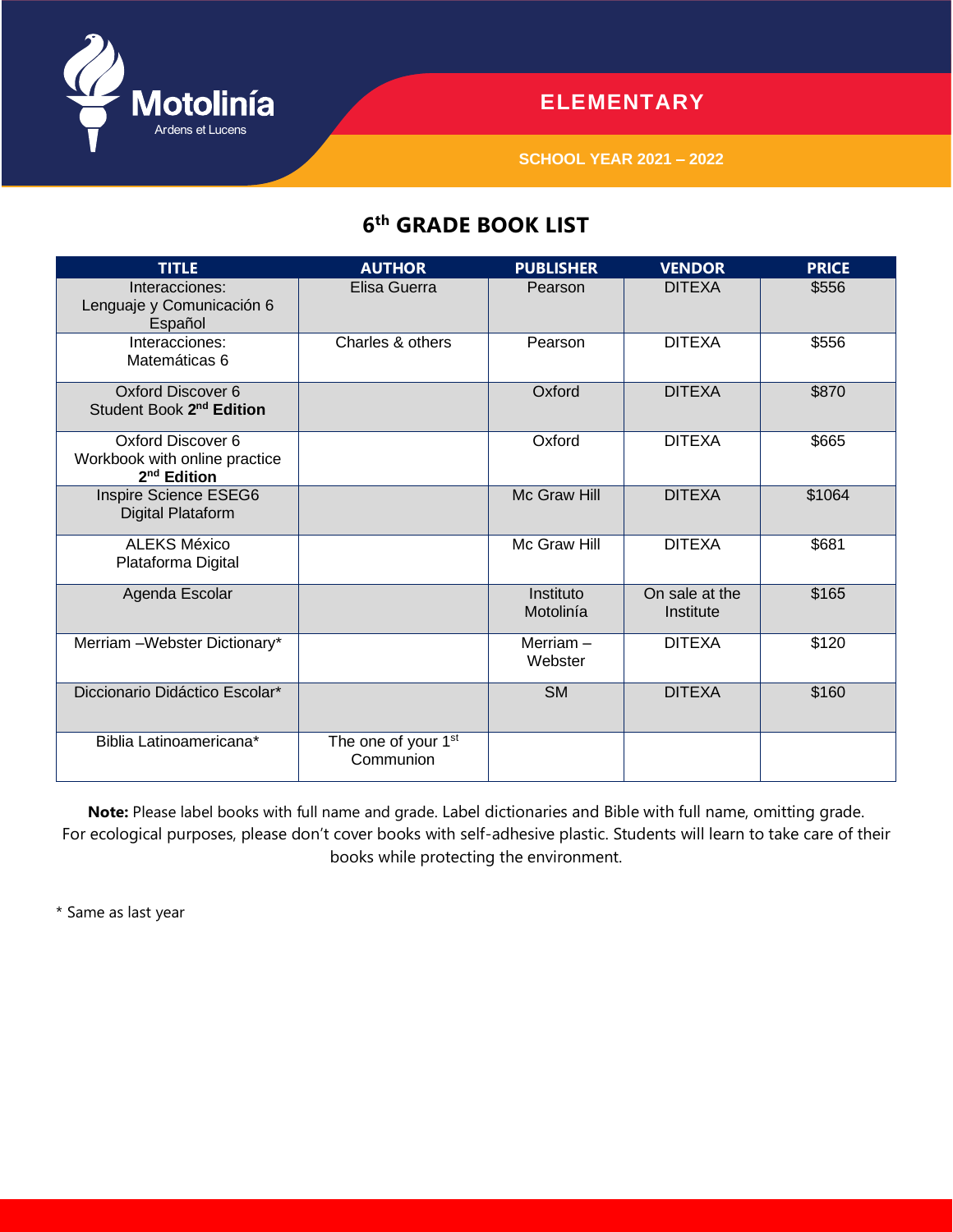Motolinía
Ardens et Lucens

ELEMENTARY

SCHOOL YEAR 2021 – 2022

# 6th GRADE BOOK LIST

| TITLE | AUTHOR | PUBLISHER | VENDOR | PRICE |
|---|---|---|---|---|
| Interacciones: Lenguaje y Comunicación 6 Español | Elisa Guerra | Pearson | DITEXA | $556 |
| Interacciones: Matemáticas 6 | Charles & others | Pearson | DITEXA | $556 |
| Oxford Discover 6 Student Book **2nd Edition** | | Oxford | DITEXA | $870 |
| Oxford Discover 6 Workbook with online practice **2nd Edition** | | Oxford | DITEXA | $665 |
| Inspire Science ESEG6 Digital Plataform | | Mc Graw Hill | DITEXA | $1064 |
| ALEKS México Plataforma Digital | | Mc Graw Hill | DITEXA | $681 |
| Agenda Escolar | | Instituto Motolinía | On sale at the Institute | $165 |
| Merriam –Webster Dictionary* | | Merriam – Webster | DITEXA | $120 |
| Diccionario Didáctico Escolar* | | SM | DITEXA | $160 |
| Biblia Latinoamericana* | The one of your 1st Communion | | | |

**Note:** Please label books with full name and grade. Label dictionaries and Bible with full name, omitting grade. For ecological purposes, please don't cover books with self-adhesive plastic. Students will learn to take care of their books while protecting the environment.

* Same as last year